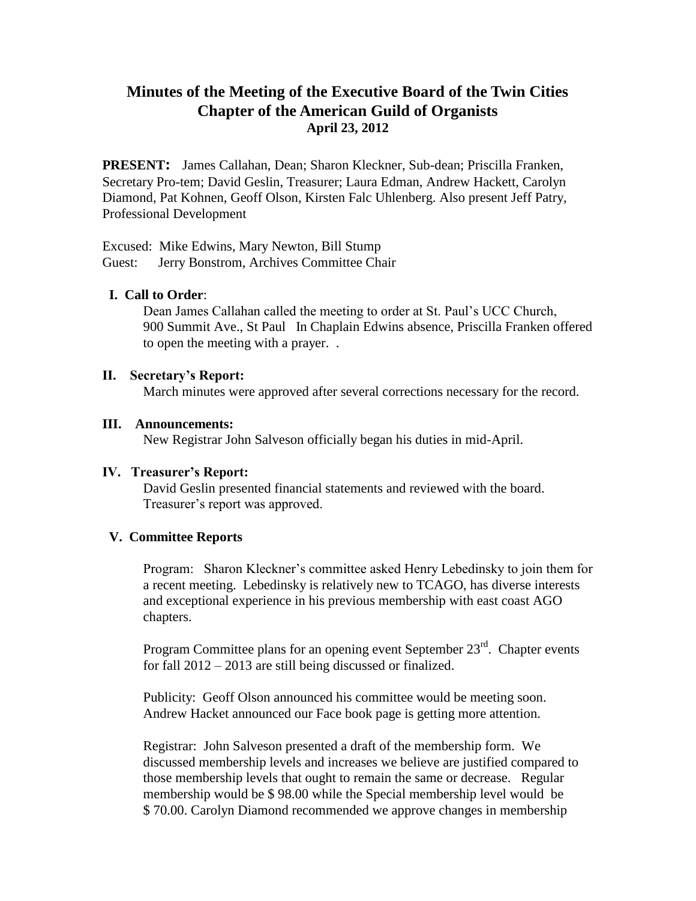# Minutes of the Meeting of the Executive Board of the Twin Cities Chapter of the American Guild of Organists

**April 23, 2012**

**PRESENT:** James Callahan, Dean; Sharon Kleckner, Sub-dean; Priscilla Franken, Secretary Pro-tem; David Geslin, Treasurer; Laura Edman, Andrew Hackett, Carolyn Diamond, Pat Kohnen, Geoff Olson, Kirsten Falc Uhlenberg. Also present Jeff Patry, Professional Development

Excused: Mike Edwins, Mary Newton, Bill Stump
Guest: Jerry Bonstrom, Archives Committee Chair

## I. Call to Order:

Dean James Callahan called the meeting to order at St. Paul's UCC Church, 900 Summit Ave., St Paul In Chaplain Edwins absence, Priscilla Franken offered to open the meeting with a prayer. .

## II. Secretary's Report:

March minutes were approved after several corrections necessary for the record.

## III. Announcements:

New Registrar John Salveson officially began his duties in mid-April.

## IV. Treasurer's Report:

David Geslin presented financial statements and reviewed with the board. Treasurer's report was approved.

## V. Committee Reports

Program: Sharon Kleckner's committee asked Henry Lebedinsky to join them for a recent meeting. Lebedinsky is relatively new to TCAGO, has diverse interests and exceptional experience in his previous membership with east coast AGO chapters.

Program Committee plans for an opening event September 23rd. Chapter events for fall 2012 – 2013 are still being discussed or finalized.

Publicity: Geoff Olson announced his committee would be meeting soon. Andrew Hacket announced our Face book page is getting more attention.

Registrar: John Salveson presented a draft of the membership form. We discussed membership levels and increases we believe are justified compared to those membership levels that ought to remain the same or decrease. Regular membership would be $ 98.00 while the Special membership level would be $ 70.00. Carolyn Diamond recommended we approve changes in membership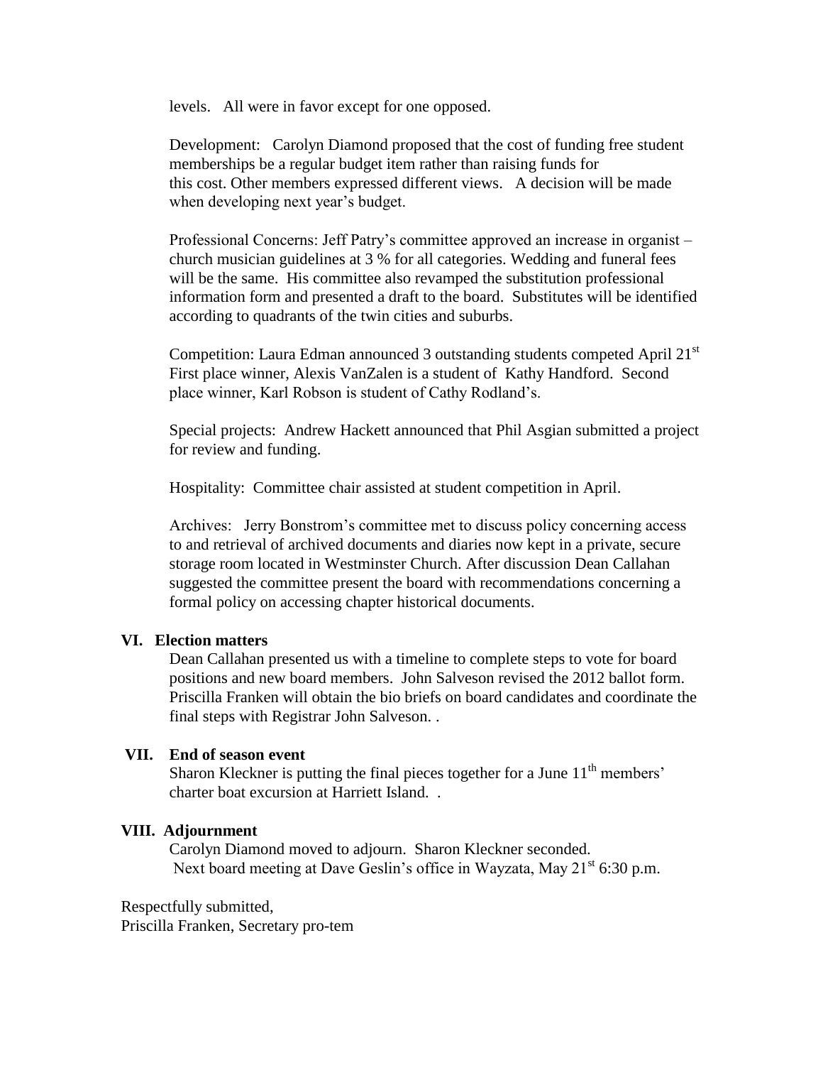levels. All were in favor except for one opposed.

Development: Carolyn Diamond proposed that the cost of funding free student memberships be a regular budget item rather than raising funds for this cost. Other members expressed different views. A decision will be made when developing next year's budget.

Professional Concerns: Jeff Patry's committee approved an increase in organist – church musician guidelines at 3 % for all categories. Wedding and funeral fees will be the same. His committee also revamped the substitution professional information form and presented a draft to the board. Substitutes will be identified according to quadrants of the twin cities and suburbs.

Competition: Laura Edman announced 3 outstanding students competed April 21st First place winner, Alexis VanZalen is a student of Kathy Handford. Second place winner, Karl Robson is student of Cathy Rodland's.

Special projects: Andrew Hackett announced that Phil Asgian submitted a project for review and funding.

Hospitality: Committee chair assisted at student competition in April.

Archives: Jerry Bonstrom's committee met to discuss policy concerning access to and retrieval of archived documents and diaries now kept in a private, secure storage room located in Westminster Church. After discussion Dean Callahan suggested the committee present the board with recommendations concerning a formal policy on accessing chapter historical documents.

## VI. Election matters

Dean Callahan presented us with a timeline to complete steps to vote for board positions and new board members. John Salveson revised the 2012 ballot form. Priscilla Franken will obtain the bio briefs on board candidates and coordinate the final steps with Registrar John Salveson. .

## VII. End of season event

Sharon Kleckner is putting the final pieces together for a June 11th members' charter boat excursion at Harriett Island. .

## VIII. Adjournment

Carolyn Diamond moved to adjourn. Sharon Kleckner seconded.
Next board meeting at Dave Geslin's office in Wayzata, May 21st 6:30 p.m.

Respectfully submitted,
Priscilla Franken, Secretary pro-tem